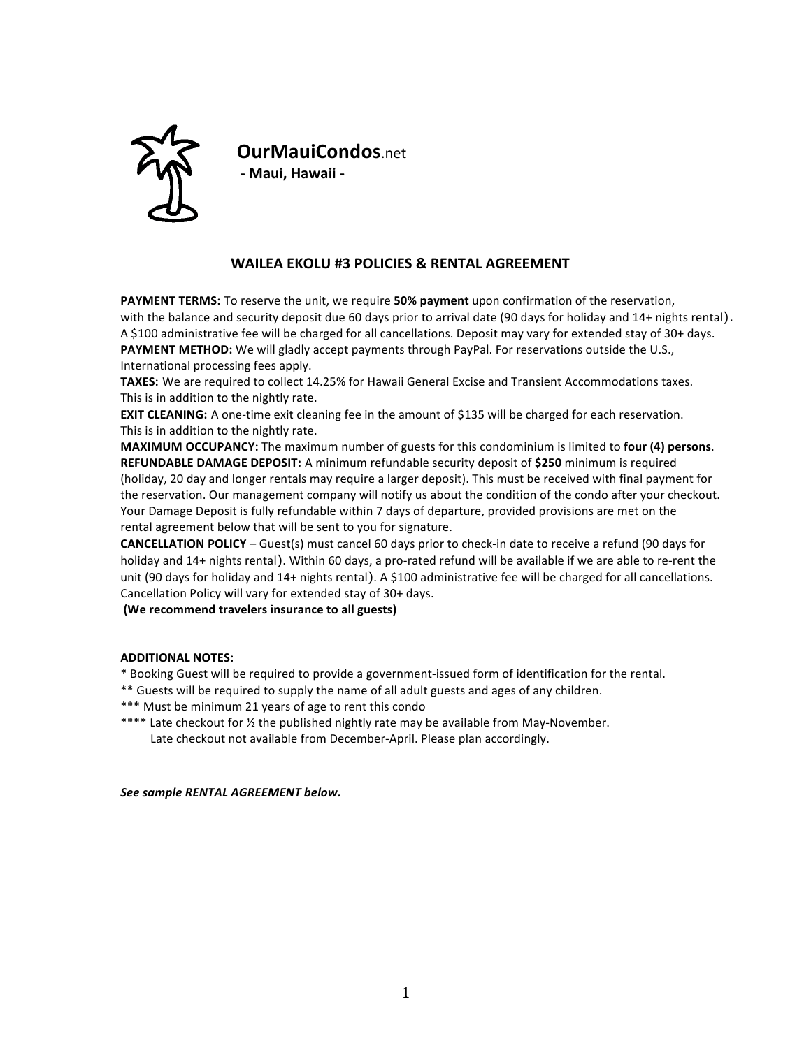**OurMauiCondos**.net
**- Maui, Hawaii -**

## WAILEA EKOLU #3 POLICIES & RENTAL AGREEMENT

**PAYMENT TERMS:** To reserve the unit, we require **50% payment** upon confirmation of the reservation, with the balance and security deposit due 60 days prior to arrival date (90 days for holiday and 14+ nights rental). A $100 administrative fee will be charged for all cancellations. Deposit may vary for extended stay of 30+ days.
**PAYMENT METHOD:** We will gladly accept payments through PayPal. For reservations outside the U.S., International processing fees apply.
**TAXES:** We are required to collect 14.25% for Hawaii General Excise and Transient Accommodations taxes. This is in addition to the nightly rate.
**EXIT CLEANING:** A one-time exit cleaning fee in the amount of $135 will be charged for each reservation. This is in addition to the nightly rate.
**MAXIMUM OCCUPANCY:** The maximum number of guests for this condominium is limited to **four (4) persons**.
**REFUNDABLE DAMAGE DEPOSIT:** A minimum refundable security deposit of **$250** minimum is required (holiday, 20 day and longer rentals may require a larger deposit). This must be received with final payment for the reservation. Our management company will notify us about the condition of the condo after your checkout. Your Damage Deposit is fully refundable within 7 days of departure, provided provisions are met on the rental agreement below that will be sent to you for signature.
**CANCELLATION POLICY** – Guest(s) must cancel 60 days prior to check-in date to receive a refund (90 days for holiday and 14+ nights rental). Within 60 days, a pro-rated refund will be available if we are able to re-rent the unit (90 days for holiday and 14+ nights rental). A $100 administrative fee will be charged for all cancellations. Cancellation Policy will vary for extended stay of 30+ days.
**(We recommend travelers insurance to all guests)**

**ADDITIONAL NOTES:**

* Booking Guest will be required to provide a government-issued form of identification for the rental.
** Guests will be required to supply the name of all adult guests and ages of any children.
*** Must be minimum 21 years of age to rent this condo
**** Late checkout for ½ the published nightly rate may be available from May-November.
Late checkout not available from December-April. Please plan accordingly.

***See sample RENTAL AGREEMENT below.***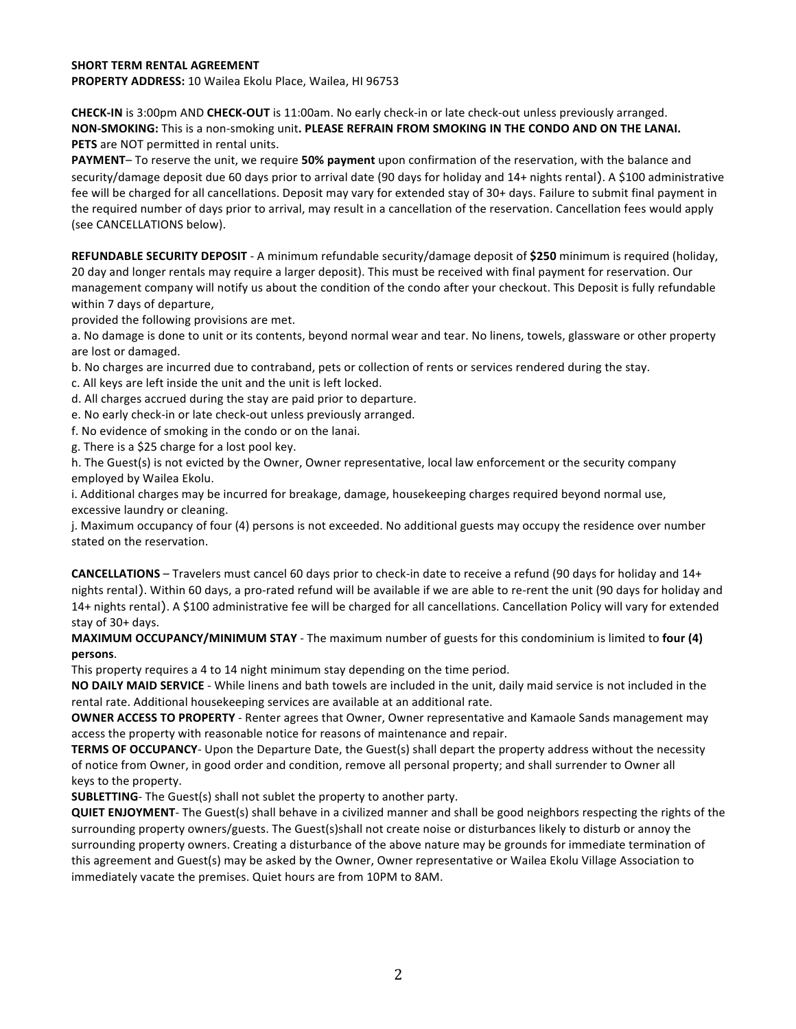**SHORT TERM RENTAL AGREEMENT**
**PROPERTY ADDRESS:** 10 Wailea Ekolu Place, Wailea, HI 96753

**CHECK-IN** is 3:00pm AND **CHECK-OUT** is 11:00am. No early check-in or late check-out unless previously arranged.
**NON-SMOKING:** This is a non-smoking unit**. PLEASE REFRAIN FROM SMOKING IN THE CONDO AND ON THE LANAI.**
**PETS** are NOT permitted in rental units.
**PAYMENT**– To reserve the unit, we require **50% payment** upon confirmation of the reservation, with the balance and security/damage deposit due 60 days prior to arrival date (90 days for holiday and 14+ nights rental). A $100 administrative fee will be charged for all cancellations. Deposit may vary for extended stay of 30+ days. Failure to submit final payment in the required number of days prior to arrival, may result in a cancellation of the reservation. Cancellation fees would apply (see CANCELLATIONS below).

**REFUNDABLE SECURITY DEPOSIT** - A minimum refundable security/damage deposit of **$250** minimum is required (holiday, 20 day and longer rentals may require a larger deposit). This must be received with final payment for reservation. Our management company will notify us about the condition of the condo after your checkout. This Deposit is fully refundable within 7 days of departure,
provided the following provisions are met.

a. No damage is done to unit or its contents, beyond normal wear and tear. No linens, towels, glassware or other property are lost or damaged.
b. No charges are incurred due to contraband, pets or collection of rents or services rendered during the stay.
c. All keys are left inside the unit and the unit is left locked.
d. All charges accrued during the stay are paid prior to departure.
e. No early check-in or late check-out unless previously arranged.
f. No evidence of smoking in the condo or on the lanai.
g. There is a $25 charge for a lost pool key.
h. The Guest(s) is not evicted by the Owner, Owner representative, local law enforcement or the security company employed by Wailea Ekolu.
i. Additional charges may be incurred for breakage, damage, housekeeping charges required beyond normal use, excessive laundry or cleaning.
j. Maximum occupancy of four (4) persons is not exceeded. No additional guests may occupy the residence over number stated on the reservation.

**CANCELLATIONS** – Travelers must cancel 60 days prior to check-in date to receive a refund (90 days for holiday and 14+ nights rental). Within 60 days, a pro-rated refund will be available if we are able to re-rent the unit (90 days for holiday and 14+ nights rental). A $100 administrative fee will be charged for all cancellations. Cancellation Policy will vary for extended stay of 30+ days.
**MAXIMUM OCCUPANCY/MINIMUM STAY** - The maximum number of guests for this condominium is limited to **four (4) persons**.
This property requires a 4 to 14 night minimum stay depending on the time period.
**NO DAILY MAID SERVICE** - While linens and bath towels are included in the unit, daily maid service is not included in the rental rate. Additional housekeeping services are available at an additional rate.
**OWNER ACCESS TO PROPERTY** - Renter agrees that Owner, Owner representative and Kamaole Sands management may access the property with reasonable notice for reasons of maintenance and repair.
**TERMS OF OCCUPANCY**- Upon the Departure Date, the Guest(s) shall depart the property address without the necessity of notice from Owner, in good order and condition, remove all personal property; and shall surrender to Owner all keys to the property.
**SUBLETTING**- The Guest(s) shall not sublet the property to another party.
**QUIET ENJOYMENT**- The Guest(s) shall behave in a civilized manner and shall be good neighbors respecting the rights of the surrounding property owners/guests. The Guest(s)shall not create noise or disturbances likely to disturb or annoy the surrounding property owners. Creating a disturbance of the above nature may be grounds for immediate termination of this agreement and Guest(s) may be asked by the Owner, Owner representative or Wailea Ekolu Village Association to immediately vacate the premises. Quiet hours are from 10PM to 8AM.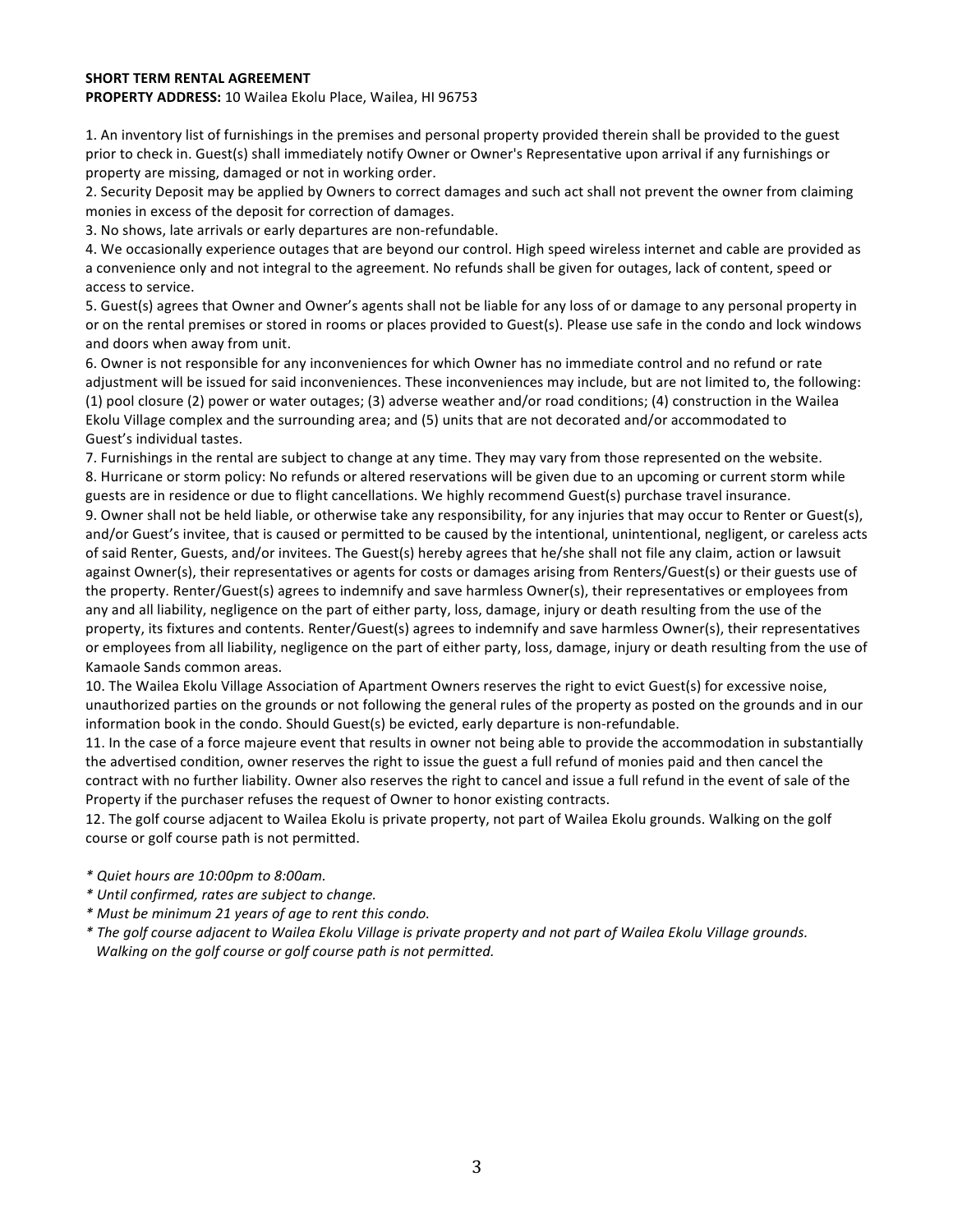**SHORT TERM RENTAL AGREEMENT**

**PROPERTY ADDRESS:** 10 Wailea Ekolu Place, Wailea, HI 96753

1. An inventory list of furnishings in the premises and personal property provided therein shall be provided to the guest prior to check in. Guest(s) shall immediately notify Owner or Owner's Representative upon arrival if any furnishings or property are missing, damaged or not in working order.
2. Security Deposit may be applied by Owners to correct damages and such act shall not prevent the owner from claiming monies in excess of the deposit for correction of damages.
3. No shows, late arrivals or early departures are non-refundable.
4. We occasionally experience outages that are beyond our control. High speed wireless internet and cable are provided as a convenience only and not integral to the agreement. No refunds shall be given for outages, lack of content, speed or access to service.
5. Guest(s) agrees that Owner and Owner's agents shall not be liable for any loss of or damage to any personal property in or on the rental premises or stored in rooms or places provided to Guest(s). Please use safe in the condo and lock windows and doors when away from unit.
6. Owner is not responsible for any inconveniences for which Owner has no immediate control and no refund or rate adjustment will be issued for said inconveniences. These inconveniences may include, but are not limited to, the following: (1) pool closure (2) power or water outages; (3) adverse weather and/or road conditions; (4) construction in the Wailea Ekolu Village complex and the surrounding area; and (5) units that are not decorated and/or accommodated to Guest's individual tastes.
7. Furnishings in the rental are subject to change at any time. They may vary from those represented on the website.
8. Hurricane or storm policy: No refunds or altered reservations will be given due to an upcoming or current storm while guests are in residence or due to flight cancellations. We highly recommend Guest(s) purchase travel insurance.
9. Owner shall not be held liable, or otherwise take any responsibility, for any injuries that may occur to Renter or Guest(s), and/or Guest's invitee, that is caused or permitted to be caused by the intentional, unintentional, negligent, or careless acts of said Renter, Guests, and/or invitees. The Guest(s) hereby agrees that he/she shall not file any claim, action or lawsuit against Owner(s), their representatives or agents for costs or damages arising from Renters/Guest(s) or their guests use of the property. Renter/Guest(s) agrees to indemnify and save harmless Owner(s), their representatives or employees from any and all liability, negligence on the part of either party, loss, damage, injury or death resulting from the use of the property, its fixtures and contents. Renter/Guest(s) agrees to indemnify and save harmless Owner(s), their representatives or employees from all liability, negligence on the part of either party, loss, damage, injury or death resulting from the use of Kamaole Sands common areas.
10. The Wailea Ekolu Village Association of Apartment Owners reserves the right to evict Guest(s) for excessive noise, unauthorized parties on the grounds or not following the general rules of the property as posted on the grounds and in our information book in the condo. Should Guest(s) be evicted, early departure is non-refundable.
11. In the case of a force majeure event that results in owner not being able to provide the accommodation in substantially the advertised condition, owner reserves the right to issue the guest a full refund of monies paid and then cancel the contract with no further liability. Owner also reserves the right to cancel and issue a full refund in the event of sale of the Property if the purchaser refuses the request of Owner to honor existing contracts.
12. The golf course adjacent to Wailea Ekolu is private property, not part of Wailea Ekolu grounds. Walking on the golf course or golf course path is not permitted.

*\* Quiet hours are 10:00pm to 8:00am.*
*\* Until confirmed, rates are subject to change.*
*\* Must be minimum 21 years of age to rent this condo.*
*\* The golf course adjacent to Wailea Ekolu Village is private property and not part of Wailea Ekolu Village grounds. Walking on the golf course or golf course path is not permitted.*